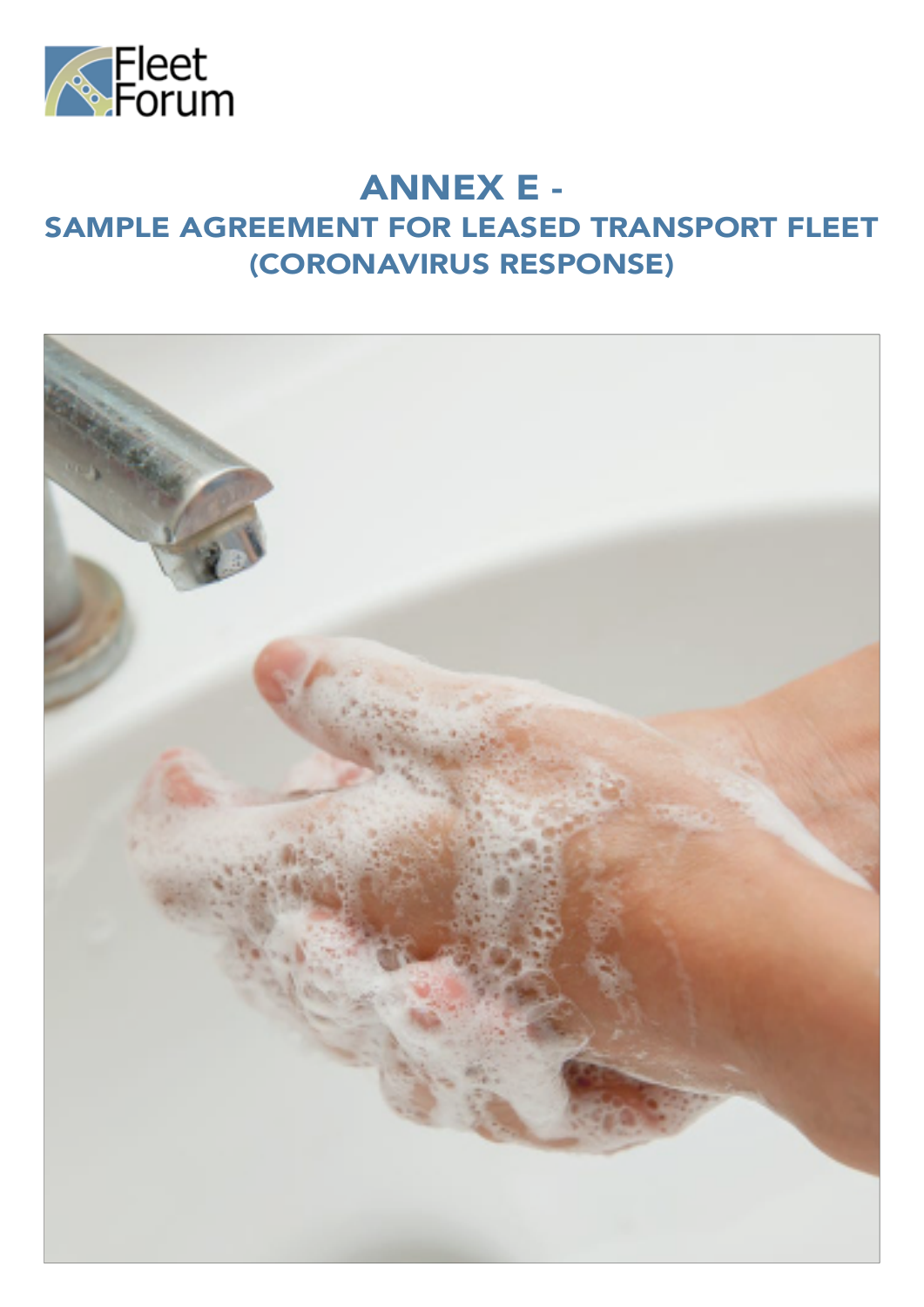Fleet Forum

# ANNEX E -
## SAMPLE AGREEMENT FOR LEASED TRANSPORT FLEET (CORONAVIRUS RESPONSE)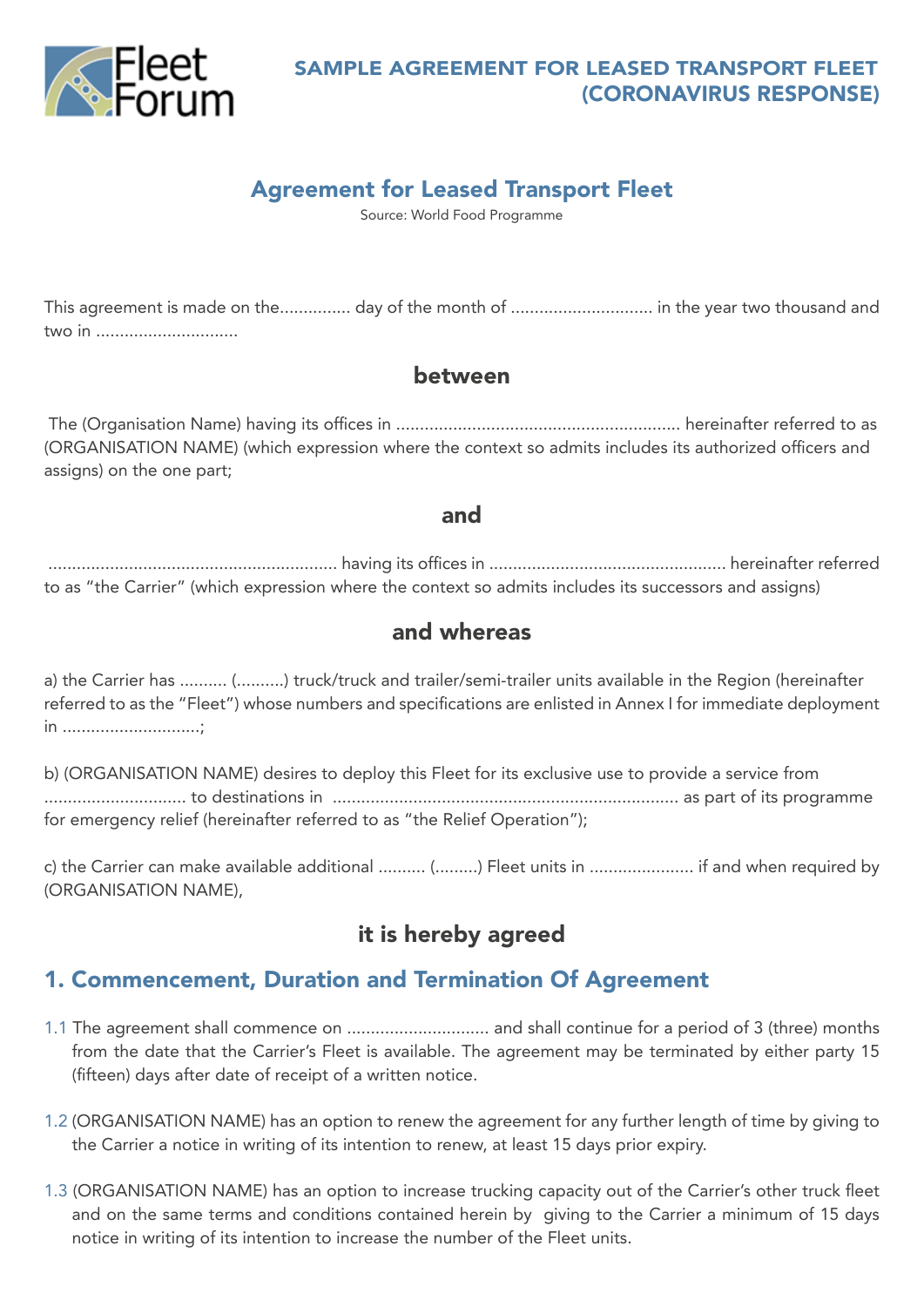# Agreement for Leased Transport Fleet

Source: World Food Programme

This agreement is made on the.............. day of the month of ............................. in the year two thousand and two in .............................

## between

The (Organisation Name) having its offices in ........................................................... hereinafter referred to as (ORGANISATION NAME) (which expression where the context so admits includes its authorized officers and assigns) on the one part;

## and

............................................................. having its offices in ................................................. hereinafter referred to as "the Carrier" (which expression where the context so admits includes its successors and assigns)

## and whereas

a) the Carrier has .......... (..........) truck/truck and trailer/semi-trailer units available in the Region (hereinafter referred to as the "Fleet") whose numbers and specifications are enlisted in Annex I for immediate deployment in ............................;

b) (ORGANISATION NAME) desires to deploy this Fleet for its exclusive use to provide a service from ............................. to destinations in ........................................................................ as part of its programme for emergency relief (hereinafter referred to as "the Relief Operation");

c) the Carrier can make available additional .......... (.........) Fleet units in ..................... if and when required by (ORGANISATION NAME),

## it is hereby agreed

## 1. Commencement, Duration and Termination Of Agreement

1.1 The agreement shall commence on ............................. and shall continue for a period of 3 (three) months from the date that the Carrier's Fleet is available. The agreement may be terminated by either party 15 (fifteen) days after date of receipt of a written notice.

1.2 (ORGANISATION NAME) has an option to renew the agreement for any further length of time by giving to the Carrier a notice in writing of its intention to renew, at least 15 days prior expiry.

1.3 (ORGANISATION NAME) has an option to increase trucking capacity out of the Carrier's other truck fleet and on the same terms and conditions contained herein by giving to the Carrier a minimum of 15 days notice in writing of its intention to increase the number of the Fleet units.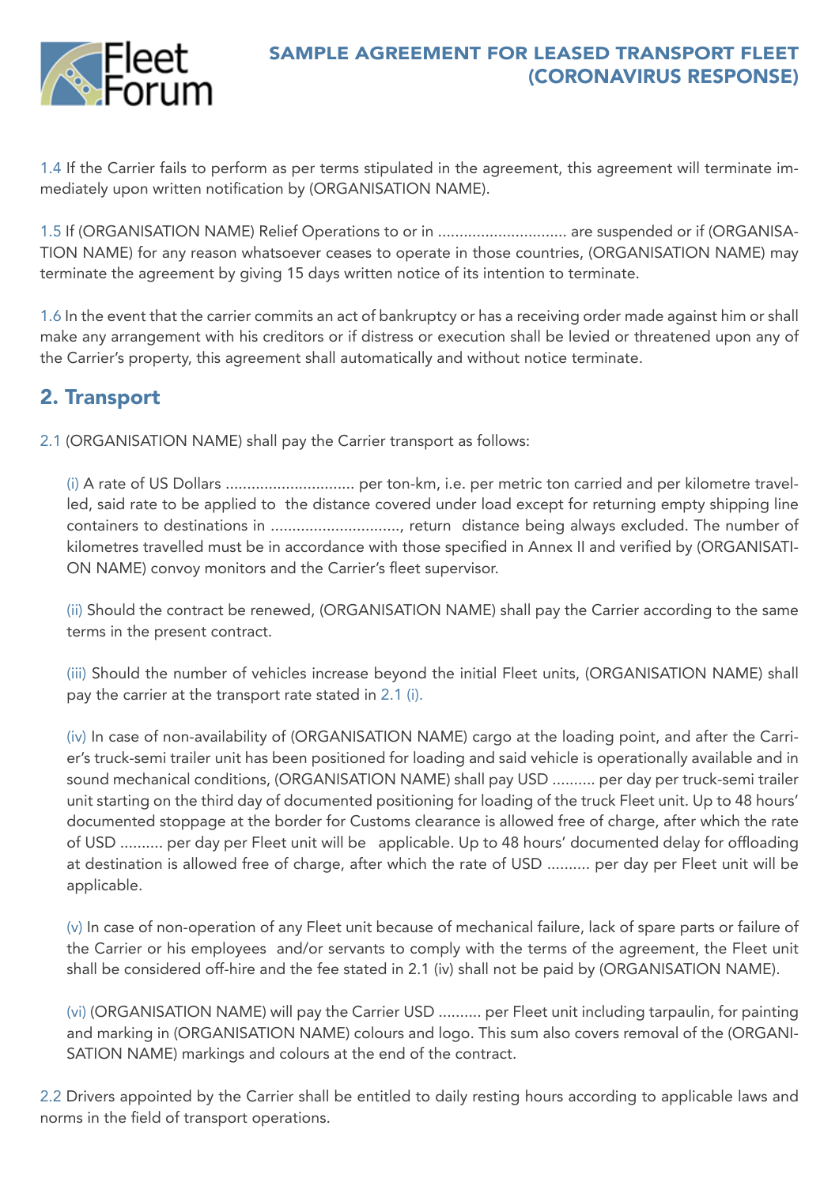1.4 If the Carrier fails to perform as per terms stipulated in the agreement, this agreement will terminate immediately upon written notification by (ORGANISATION NAME).

1.5 If (ORGANISATION NAME) Relief Operations to or in .............................. are suspended or if (ORGANISATION NAME) for any reason whatsoever ceases to operate in those countries, (ORGANISATION NAME) may terminate the agreement by giving 15 days written notice of its intention to terminate.

1.6 In the event that the carrier commits an act of bankruptcy or has a receiving order made against him or shall make any arrangement with his creditors or if distress or execution shall be levied or threatened upon any of the Carrier's property, this agreement shall automatically and without notice terminate.

## 2. Transport

2.1 (ORGANISATION NAME) shall pay the Carrier transport as follows:

(i) A rate of US Dollars .............................. per ton-km, i.e. per metric ton carried and per kilometre travelled, said rate to be applied to the distance covered under load except for returning empty shipping line containers to destinations in .............................., return distance being always excluded. The number of kilometres travelled must be in accordance with those specified in Annex II and verified by (ORGANISATION NAME) convoy monitors and the Carrier's fleet supervisor.

(ii) Should the contract be renewed, (ORGANISATION NAME) shall pay the Carrier according to the same terms in the present contract.

(iii) Should the number of vehicles increase beyond the initial Fleet units, (ORGANISATION NAME) shall pay the carrier at the transport rate stated in 2.1 (i).

(iv) In case of non-availability of (ORGANISATION NAME) cargo at the loading point, and after the Carrier's truck-semi trailer unit has been positioned for loading and said vehicle is operationally available and in sound mechanical conditions, (ORGANISATION NAME) shall pay USD .......... per day per truck-semi trailer unit starting on the third day of documented positioning for loading of the truck Fleet unit. Up to 48 hours' documented stoppage at the border for Customs clearance is allowed free of charge, after which the rate of USD .......... per day per Fleet unit will be applicable. Up to 48 hours' documented delay for offloading at destination is allowed free of charge, after which the rate of USD .......... per day per Fleet unit will be applicable.

(v) In case of non-operation of any Fleet unit because of mechanical failure, lack of spare parts or failure of the Carrier or his employees and/or servants to comply with the terms of the agreement, the Fleet unit shall be considered off-hire and the fee stated in 2.1 (iv) shall not be paid by (ORGANISATION NAME).

(vi) (ORGANISATION NAME) will pay the Carrier USD .......... per Fleet unit including tarpaulin, for painting and marking in (ORGANISATION NAME) colours and logo. This sum also covers removal of the (ORGANISATION NAME) markings and colours at the end of the contract.

2.2 Drivers appointed by the Carrier shall be entitled to daily resting hours according to applicable laws and norms in the field of transport operations.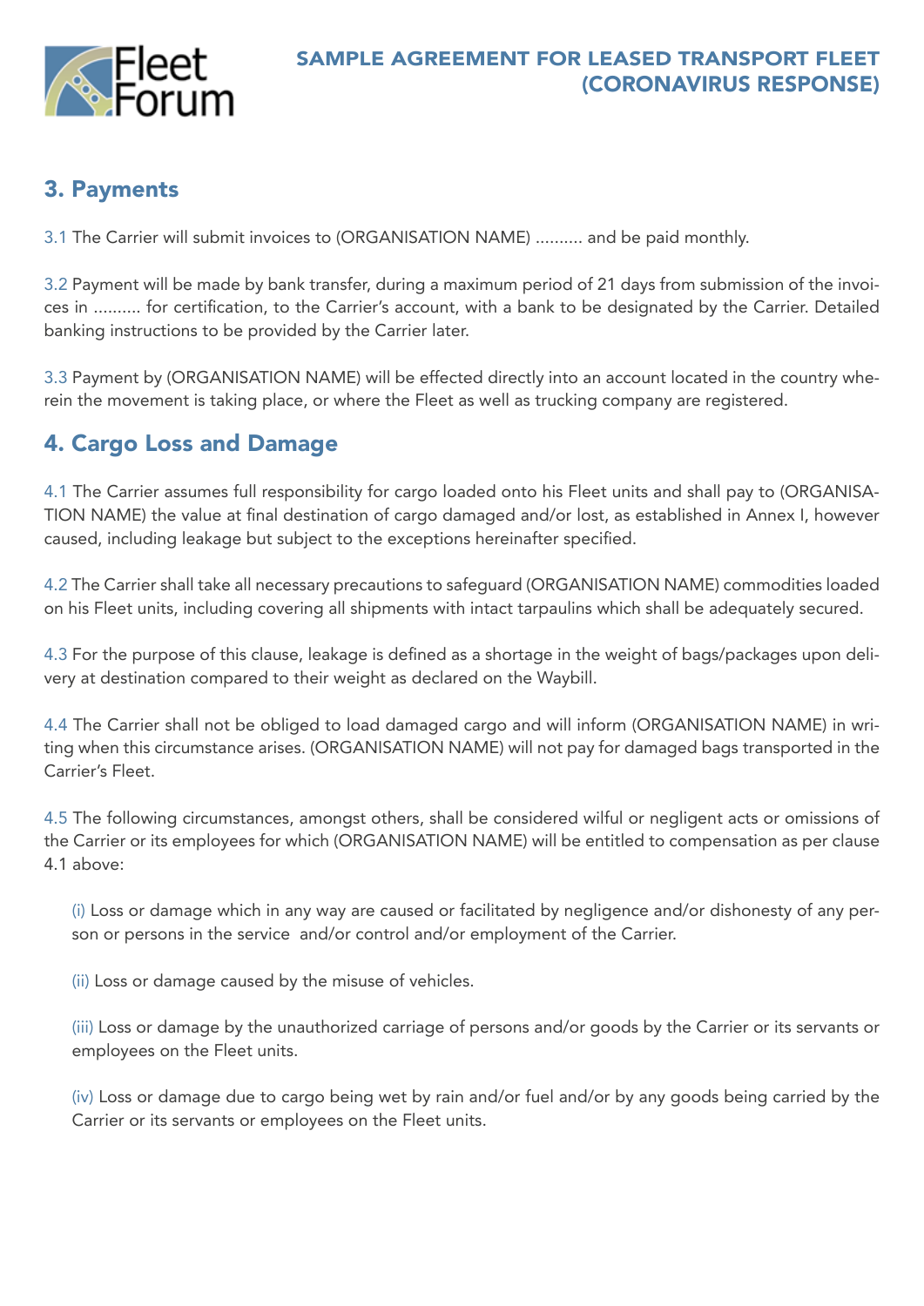## 3. Payments

3.1 The Carrier will submit invoices to (ORGANISATION NAME) .......... and be paid monthly.

3.2 Payment will be made by bank transfer, during a maximum period of 21 days from submission of the invoices in .......... for certification, to the Carrier's account, with a bank to be designated by the Carrier. Detailed banking instructions to be provided by the Carrier later.

3.3 Payment by (ORGANISATION NAME) will be effected directly into an account located in the country wherein the movement is taking place, or where the Fleet as well as trucking company are registered.

## 4. Cargo Loss and Damage

4.1 The Carrier assumes full responsibility for cargo loaded onto his Fleet units and shall pay to (ORGANISATION NAME) the value at final destination of cargo damaged and/or lost, as established in Annex I, however caused, including leakage but subject to the exceptions hereinafter specified.

4.2 The Carrier shall take all necessary precautions to safeguard (ORGANISATION NAME) commodities loaded on his Fleet units, including covering all shipments with intact tarpaulins which shall be adequately secured.

4.3 For the purpose of this clause, leakage is defined as a shortage in the weight of bags/packages upon delivery at destination compared to their weight as declared on the Waybill.

4.4 The Carrier shall not be obliged to load damaged cargo and will inform (ORGANISATION NAME) in writing when this circumstance arises. (ORGANISATION NAME) will not pay for damaged bags transported in the Carrier's Fleet.

4.5 The following circumstances, amongst others, shall be considered wilful or negligent acts or omissions of the Carrier or its employees for which (ORGANISATION NAME) will be entitled to compensation as per clause 4.1 above:

(i) Loss or damage which in any way are caused or facilitated by negligence and/or dishonesty of any person or persons in the service and/or control and/or employment of the Carrier.

(ii) Loss or damage caused by the misuse of vehicles.

(iii) Loss or damage by the unauthorized carriage of persons and/or goods by the Carrier or its servants or employees on the Fleet units.

(iv) Loss or damage due to cargo being wet by rain and/or fuel and/or by any goods being carried by the Carrier or its servants or employees on the Fleet units.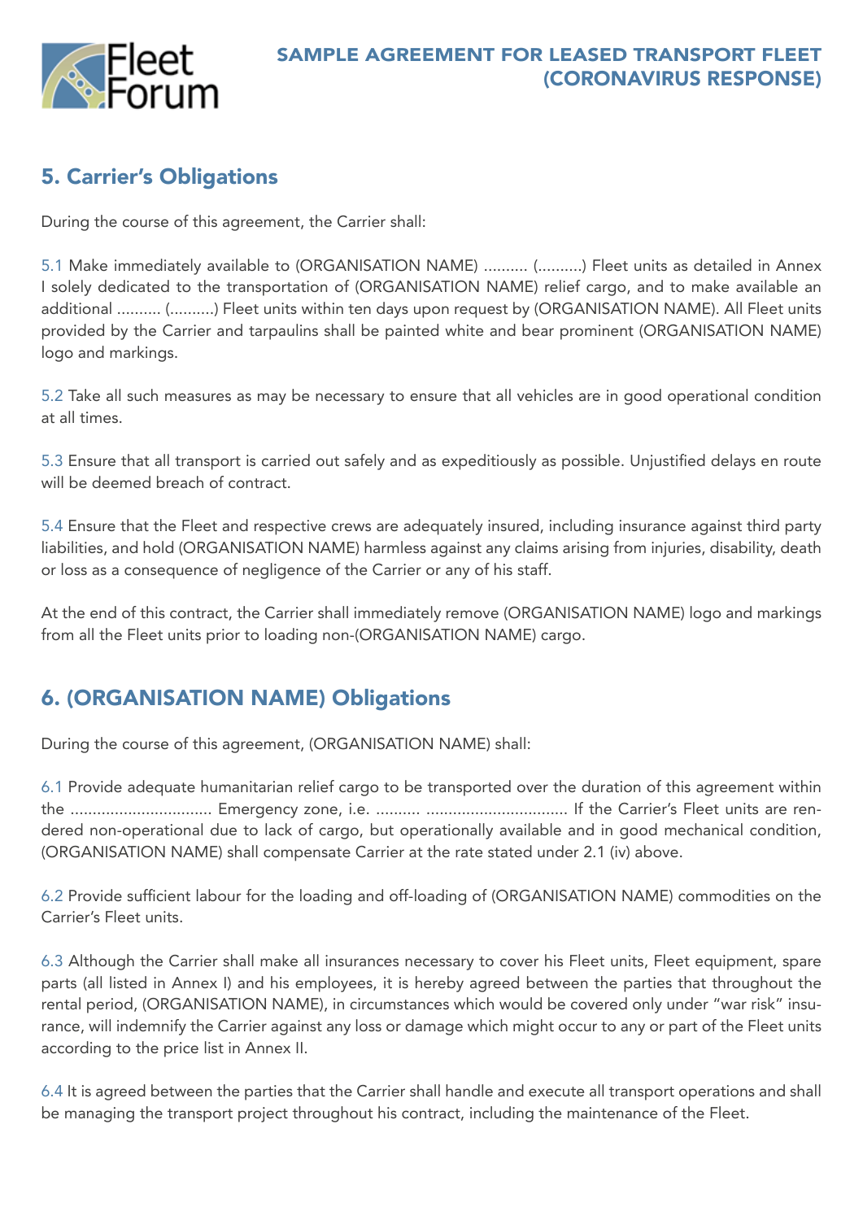## 5. Carrier's Obligations

During the course of this agreement, the Carrier shall:

5.1 Make immediately available to (ORGANISATION NAME) .......... (..........) Fleet units as detailed in Annex I solely dedicated to the transportation of (ORGANISATION NAME) relief cargo, and to make available an additional .......... (..........) Fleet units within ten days upon request by (ORGANISATION NAME). All Fleet units provided by the Carrier and tarpaulins shall be painted white and bear prominent (ORGANISATION NAME) logo and markings.

5.2 Take all such measures as may be necessary to ensure that all vehicles are in good operational condition at all times.

5.3 Ensure that all transport is carried out safely and as expeditiously as possible. Unjustified delays en route will be deemed breach of contract.

5.4 Ensure that the Fleet and respective crews are adequately insured, including insurance against third party liabilities, and hold (ORGANISATION NAME) harmless against any claims arising from injuries, disability, death or loss as a consequence of negligence of the Carrier or any of his staff.

At the end of this contract, the Carrier shall immediately remove (ORGANISATION NAME) logo and markings from all the Fleet units prior to loading non-(ORGANISATION NAME) cargo.

## 6. (ORGANISATION NAME) Obligations

During the course of this agreement, (ORGANISATION NAME) shall:

6.1 Provide adequate humanitarian relief cargo to be transported over the duration of this agreement within the ............................... Emergency zone, i.e. .......... ............................... If the Carrier's Fleet units are rendered non-operational due to lack of cargo, but operationally available and in good mechanical condition, (ORGANISATION NAME) shall compensate Carrier at the rate stated under 2.1 (iv) above.

6.2 Provide sufficient labour for the loading and off-loading of (ORGANISATION NAME) commodities on the Carrier's Fleet units.

6.3 Although the Carrier shall make all insurances necessary to cover his Fleet units, Fleet equipment, spare parts (all listed in Annex I) and his employees, it is hereby agreed between the parties that throughout the rental period, (ORGANISATION NAME), in circumstances which would be covered only under "war risk" insurance, will indemnify the Carrier against any loss or damage which might occur to any or part of the Fleet units according to the price list in Annex II.

6.4 It is agreed between the parties that the Carrier shall handle and execute all transport operations and shall be managing the transport project throughout his contract, including the maintenance of the Fleet.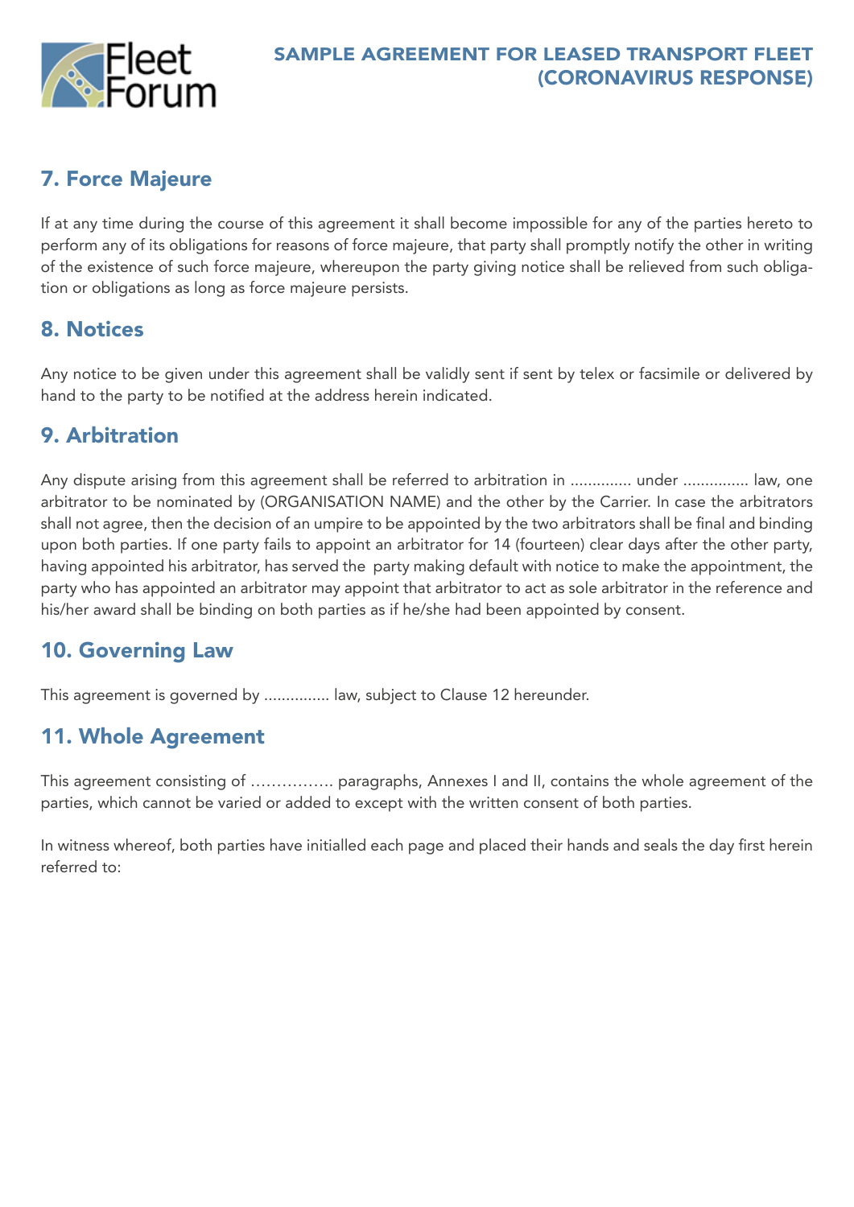## 7. Force Majeure

If at any time during the course of this agreement it shall become impossible for any of the parties hereto to perform any of its obligations for reasons of force majeure, that party shall promptly notify the other in writing of the existence of such force majeure, whereupon the party giving notice shall be relieved from such obligation or obligations as long as force majeure persists.

## 8. Notices

Any notice to be given under this agreement shall be validly sent if sent by telex or facsimile or delivered by hand to the party to be notified at the address herein indicated.

## 9. Arbitration

Any dispute arising from this agreement shall be referred to arbitration in ............. under ............... law, one arbitrator to be nominated by (ORGANISATION NAME) and the other by the Carrier. In case the arbitrators shall not agree, then the decision of an umpire to be appointed by the two arbitrators shall be final and binding upon both parties. If one party fails to appoint an arbitrator for 14 (fourteen) clear days after the other party, having appointed his arbitrator, has served the party making default with notice to make the appointment, the party who has appointed an arbitrator may appoint that arbitrator to act as sole arbitrator in the reference and his/her award shall be binding on both parties as if he/she had been appointed by consent.

## 10. Governing Law

This agreement is governed by ............... law, subject to Clause 12 hereunder.

## 11. Whole Agreement

This agreement consisting of ……………. paragraphs, Annexes I and II, contains the whole agreement of the parties, which cannot be varied or added to except with the written consent of both parties.

In witness whereof, both parties have initialled each page and placed their hands and seals the day first herein referred to: